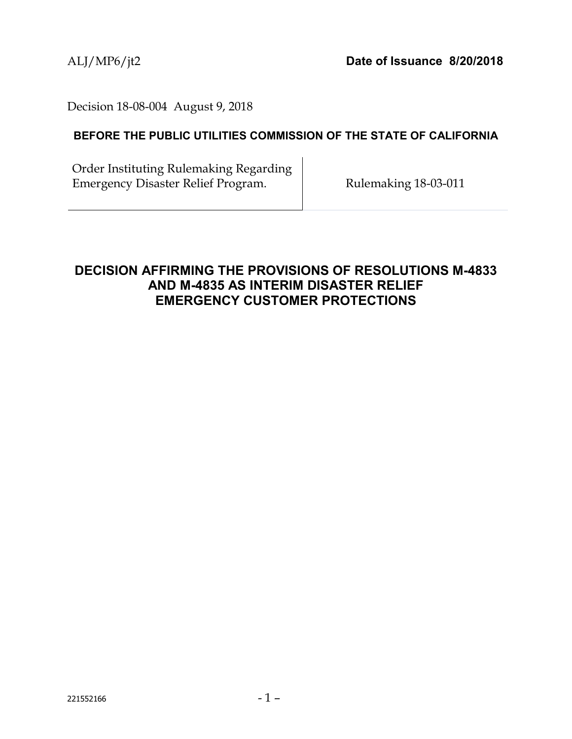ALJ/MP6/jt2 **Date of Issuance 8/20/2018**

Decision 18-08-004 August 9, 2018

**BEFORE THE PUBLIC UTILITIES COMMISSION OF THE STATE OF CALIFORNIA**

| | |
|---|---|
| Order Instituting Rulemaking Regarding Emergency Disaster Relief Program. | Rulemaking 18-03-011 |

# DECISION AFFIRMING THE PROVISIONS OF RESOLUTIONS M-4833 AND M-4835 AS INTERIM DISASTER RELIEF EMERGENCY CUSTOMER PROTECTIONS

221552166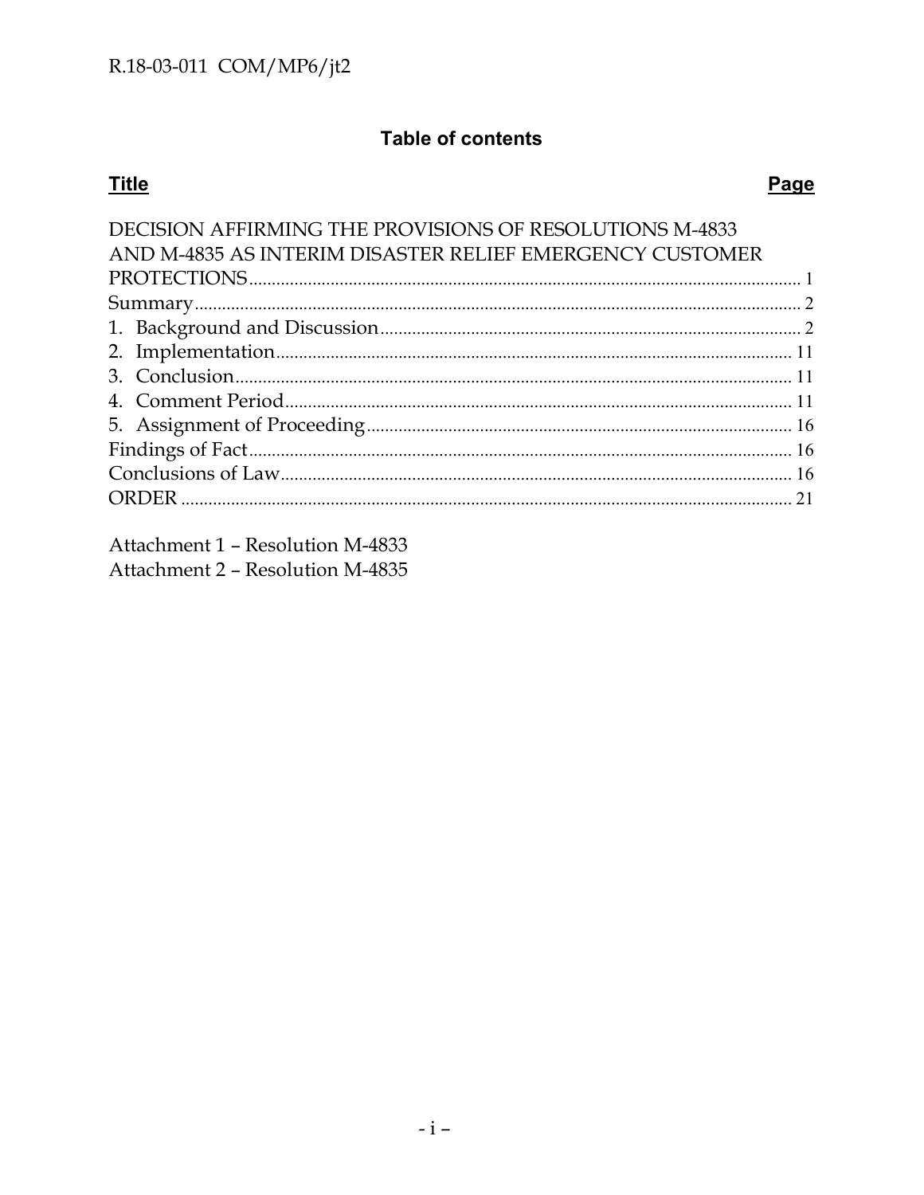## Table of contents

| **Title** | **Page** |
|---|---|
| DECISION AFFIRMING THE PROVISIONS OF RESOLUTIONS M-4833 AND M-4835 AS INTERIM DISASTER RELIEF EMERGENCY CUSTOMER PROTECTIONS | 1 |
| Summary | 2 |
| 1. Background and Discussion | 2 |
| 2. Implementation | 11 |
| 3. Conclusion | 11 |
| 4. Comment Period | 11 |
| 5. Assignment of Proceeding | 16 |
| Findings of Fact | 16 |
| Conclusions of Law | 16 |
| ORDER | 21 |

Attachment 1 – Resolution M-4833
Attachment 2 – Resolution M-4835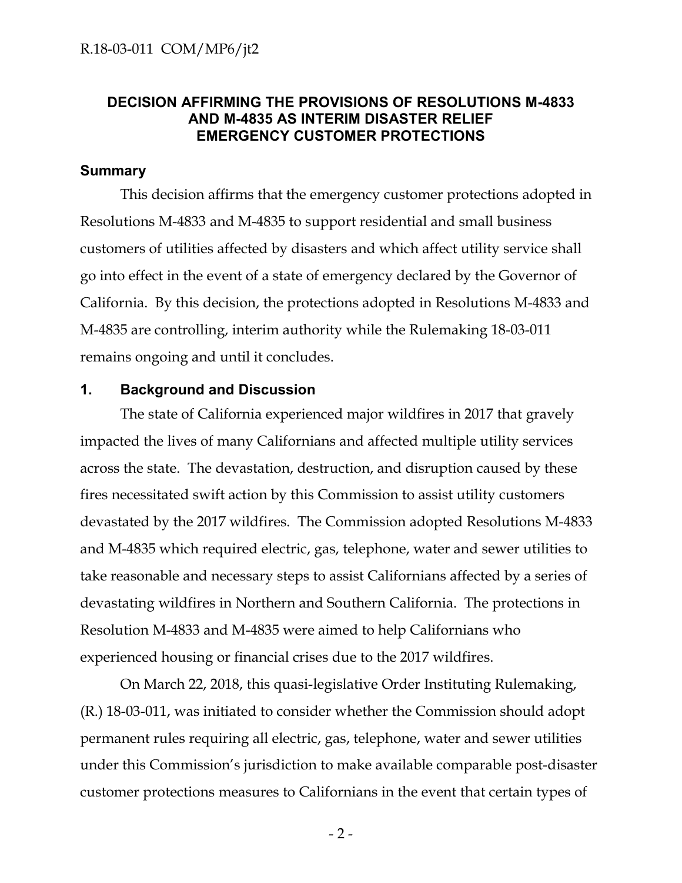## DECISION AFFIRMING THE PROVISIONS OF RESOLUTIONS M-4833 AND M-4835 AS INTERIM DISASTER RELIEF EMERGENCY CUSTOMER PROTECTIONS

### Summary

This decision affirms that the emergency customer protections adopted in Resolutions M-4833 and M-4835 to support residential and small business customers of utilities affected by disasters and which affect utility service shall go into effect in the event of a state of emergency declared by the Governor of California. By this decision, the protections adopted in Resolutions M-4833 and M-4835 are controlling, interim authority while the Rulemaking 18-03-011 remains ongoing and until it concludes.

### 1. Background and Discussion

The state of California experienced major wildfires in 2017 that gravely impacted the lives of many Californians and affected multiple utility services across the state. The devastation, destruction, and disruption caused by these fires necessitated swift action by this Commission to assist utility customers devastated by the 2017 wildfires. The Commission adopted Resolutions M-4833 and M-4835 which required electric, gas, telephone, water and sewer utilities to take reasonable and necessary steps to assist Californians affected by a series of devastating wildfires in Northern and Southern California. The protections in Resolution M-4833 and M-4835 were aimed to help Californians who experienced housing or financial crises due to the 2017 wildfires.

On March 22, 2018, this quasi-legislative Order Instituting Rulemaking, (R.) 18-03-011, was initiated to consider whether the Commission should adopt permanent rules requiring all electric, gas, telephone, water and sewer utilities under this Commission's jurisdiction to make available comparable post-disaster customer protections measures to Californians in the event that certain types of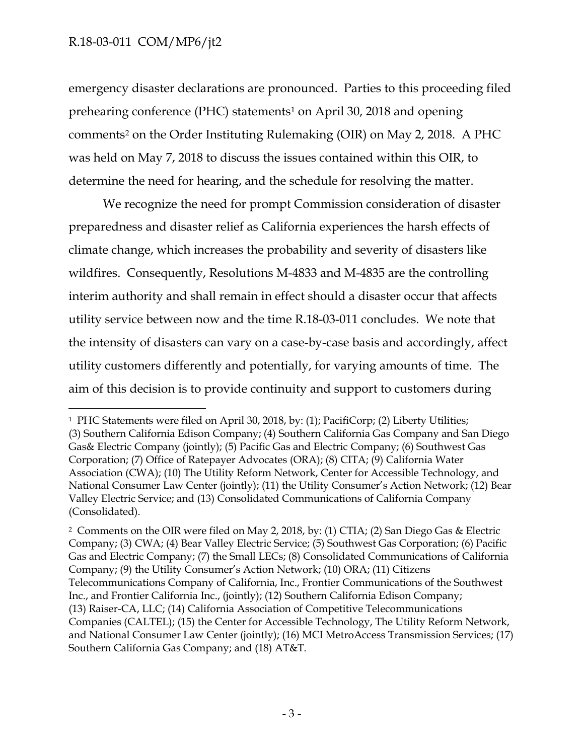emergency disaster declarations are pronounced. Parties to this proceeding filed prehearing conference (PHC) statements[1] on April 30, 2018 and opening comments[2] on the Order Instituting Rulemaking (OIR) on May 2, 2018. A PHC was held on May 7, 2018 to discuss the issues contained within this OIR, to determine the need for hearing, and the schedule for resolving the matter.

We recognize the need for prompt Commission consideration of disaster preparedness and disaster relief as California experiences the harsh effects of climate change, which increases the probability and severity of disasters like wildfires. Consequently, Resolutions M-4833 and M-4835 are the controlling interim authority and shall remain in effect should a disaster occur that affects utility service between now and the time R.18-03-011 concludes. We note that the intensity of disasters can vary on a case-by-case basis and accordingly, affect utility customers differently and potentially, for varying amounts of time. The aim of this decision is to provide continuity and support to customers during

---

[1] PHC Statements were filed on April 30, 2018, by: (1); PacifiCorp; (2) Liberty Utilities; (3) Southern California Edison Company; (4) Southern California Gas Company and San Diego Gas& Electric Company (jointly); (5) Pacific Gas and Electric Company; (6) Southwest Gas Corporation; (7) Office of Ratepayer Advocates (ORA); (8) CITA; (9) California Water Association (CWA); (10) The Utility Reform Network, Center for Accessible Technology, and National Consumer Law Center (jointly); (11) the Utility Consumer's Action Network; (12) Bear Valley Electric Service; and (13) Consolidated Communications of California Company (Consolidated).

[2] Comments on the OIR were filed on May 2, 2018, by: (1) CTIA; (2) San Diego Gas & Electric Company; (3) CWA; (4) Bear Valley Electric Service; (5) Southwest Gas Corporation; (6) Pacific Gas and Electric Company; (7) the Small LECs; (8) Consolidated Communications of California Company; (9) the Utility Consumer's Action Network; (10) ORA; (11) Citizens Telecommunications Company of California, Inc., Frontier Communications of the Southwest Inc., and Frontier California Inc., (jointly); (12) Southern California Edison Company; (13) Raiser-CA, LLC; (14) California Association of Competitive Telecommunications Companies (CALTEL); (15) the Center for Accessible Technology, The Utility Reform Network, and National Consumer Law Center (jointly); (16) MCI MetroAccess Transmission Services; (17) Southern California Gas Company; and (18) AT&T.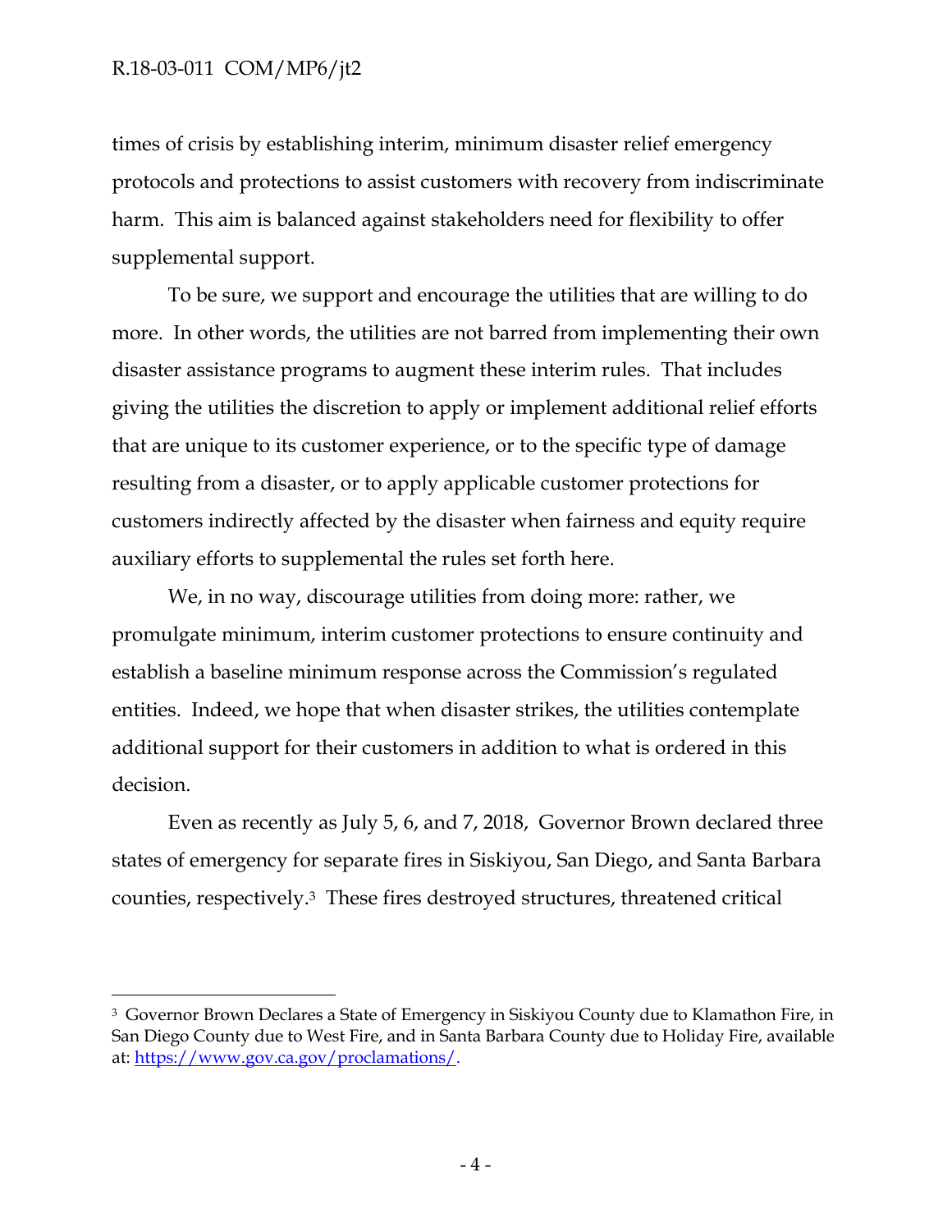times of crisis by establishing interim, minimum disaster relief emergency protocols and protections to assist customers with recovery from indiscriminate harm. This aim is balanced against stakeholders need for flexibility to offer supplemental support.

To be sure, we support and encourage the utilities that are willing to do more. In other words, the utilities are not barred from implementing their own disaster assistance programs to augment these interim rules. That includes giving the utilities the discretion to apply or implement additional relief efforts that are unique to its customer experience, or to the specific type of damage resulting from a disaster, or to apply applicable customer protections for customers indirectly affected by the disaster when fairness and equity require auxiliary efforts to supplemental the rules set forth here.

We, in no way, discourage utilities from doing more: rather, we promulgate minimum, interim customer protections to ensure continuity and establish a baseline minimum response across the Commission's regulated entities. Indeed, we hope that when disaster strikes, the utilities contemplate additional support for their customers in addition to what is ordered in this decision.

Even as recently as July 5, 6, and 7, 2018, Governor Brown declared three states of emergency for separate fires in Siskiyou, San Diego, and Santa Barbara counties, respectively.[3] These fires destroyed structures, threatened critical

---

[3] Governor Brown Declares a State of Emergency in Siskiyou County due to Klamathon Fire, in San Diego County due to West Fire, and in Santa Barbara County due to Holiday Fire, available at: https://www.gov.ca.gov/proclamations/.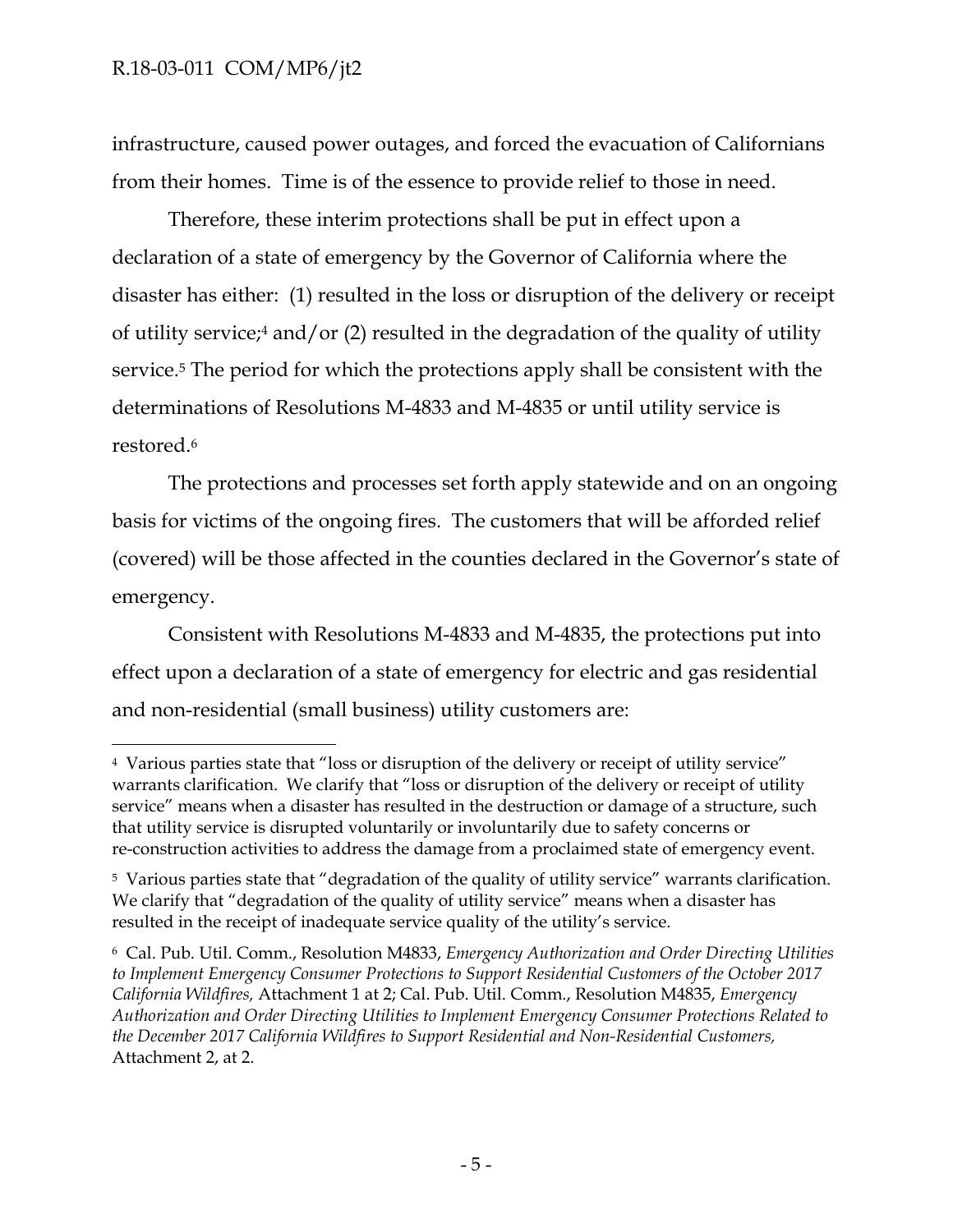infrastructure, caused power outages, and forced the evacuation of Californians from their homes. Time is of the essence to provide relief to those in need.

Therefore, these interim protections shall be put in effect upon a declaration of a state of emergency by the Governor of California where the disaster has either: (1) resulted in the loss or disruption of the delivery or receipt of utility service;[4] and/or (2) resulted in the degradation of the quality of utility service.[5] The period for which the protections apply shall be consistent with the determinations of Resolutions M-4833 and M-4835 or until utility service is restored.[6]

The protections and processes set forth apply statewide and on an ongoing basis for victims of the ongoing fires. The customers that will be afforded relief (covered) will be those affected in the counties declared in the Governor's state of emergency.

Consistent with Resolutions M-4833 and M-4835, the protections put into effect upon a declaration of a state of emergency for electric and gas residential and non-residential (small business) utility customers are:

---

[4] Various parties state that "loss or disruption of the delivery or receipt of utility service" warrants clarification. We clarify that "loss or disruption of the delivery or receipt of utility service" means when a disaster has resulted in the destruction or damage of a structure, such that utility service is disrupted voluntarily or involuntarily due to safety concerns or re-construction activities to address the damage from a proclaimed state of emergency event.

[5] Various parties state that "degradation of the quality of utility service" warrants clarification. We clarify that "degradation of the quality of utility service" means when a disaster has resulted in the receipt of inadequate service quality of the utility's service.

[6] Cal. Pub. Util. Comm., Resolution M4833, *Emergency Authorization and Order Directing Utilities to Implement Emergency Consumer Protections to Support Residential Customers of the October 2017 California Wildfires,* Attachment 1 at 2; Cal. Pub. Util. Comm., Resolution M4835, *Emergency Authorization and Order Directing Utilities to Implement Emergency Consumer Protections Related to the December 2017 California Wildfires to Support Residential and Non-Residential Customers,* Attachment 2, at 2.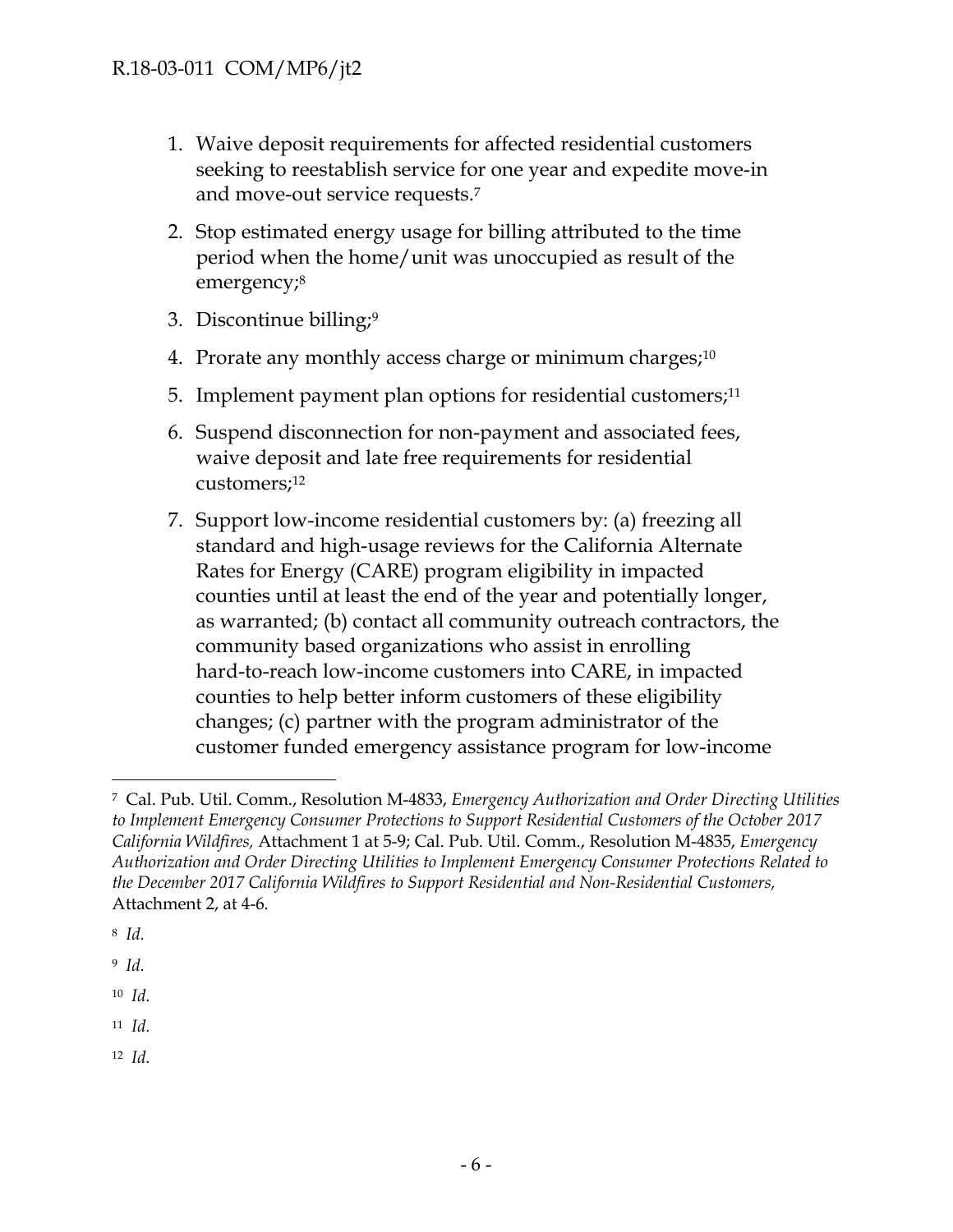1. Waive deposit requirements for affected residential customers seeking to reestablish service for one year and expedite move-in and move-out service requests.[7]

2. Stop estimated energy usage for billing attributed to the time period when the home/unit was unoccupied as result of the emergency;[8]

3. Discontinue billing;[9]

4. Prorate any monthly access charge or minimum charges;[10]

5. Implement payment plan options for residential customers;[11]

6. Suspend disconnection for non-payment and associated fees, waive deposit and late free requirements for residential customers;[12]

7. Support low-income residential customers by: (a) freezing all standard and high-usage reviews for the California Alternate Rates for Energy (CARE) program eligibility in impacted counties until at least the end of the year and potentially longer, as warranted; (b) contact all community outreach contractors, the community based organizations who assist in enrolling hard-to-reach low-income customers into CARE, in impacted counties to help better inform customers of these eligibility changes; (c) partner with the program administrator of the customer funded emergency assistance program for low-income

---

[7] Cal. Pub. Util. Comm., Resolution M-4833, *Emergency Authorization and Order Directing Utilities to Implement Emergency Consumer Protections to Support Residential Customers of the October 2017 California Wildfires,* Attachment 1 at 5-9; Cal. Pub. Util. Comm., Resolution M-4835, *Emergency Authorization and Order Directing Utilities to Implement Emergency Consumer Protections Related to the December 2017 California Wildfires to Support Residential and Non-Residential Customers,* Attachment 2, at 4-6.

[8] *Id.*

[9] *Id.*

[10] *Id.*

[11] *Id.*

[12] *Id.*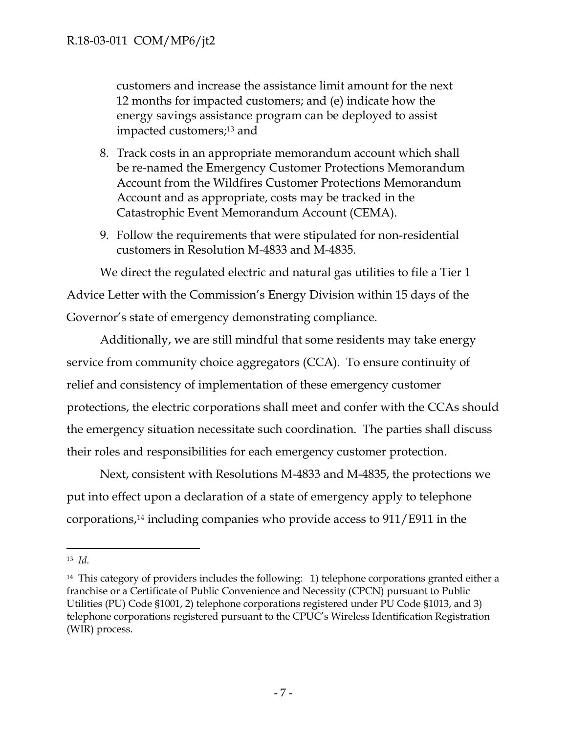customers and increase the assistance limit amount for the next 12 months for impacted customers; and (e) indicate how the energy savings assistance program can be deployed to assist impacted customers;[13] and

8. Track costs in an appropriate memorandum account which shall be re-named the Emergency Customer Protections Memorandum Account from the Wildfires Customer Protections Memorandum Account and as appropriate, costs may be tracked in the Catastrophic Event Memorandum Account (CEMA).
9. Follow the requirements that were stipulated for non-residential customers in Resolution M-4833 and M-4835.

We direct the regulated electric and natural gas utilities to file a Tier 1 Advice Letter with the Commission's Energy Division within 15 days of the Governor's state of emergency demonstrating compliance.

Additionally, we are still mindful that some residents may take energy service from community choice aggregators (CCA). To ensure continuity of relief and consistency of implementation of these emergency customer protections, the electric corporations shall meet and confer with the CCAs should the emergency situation necessitate such coordination. The parties shall discuss their roles and responsibilities for each emergency customer protection.

Next, consistent with Resolutions M-4833 and M-4835, the protections we put into effect upon a declaration of a state of emergency apply to telephone corporations,[14] including companies who provide access to 911/E911 in the

---

[13] *Id.*

[14] This category of providers includes the following: 1) telephone corporations granted either a franchise or a Certificate of Public Convenience and Necessity (CPCN) pursuant to Public Utilities (PU) Code §1001, 2) telephone corporations registered under PU Code §1013, and 3) telephone corporations registered pursuant to the CPUC's Wireless Identification Registration (WIR) process.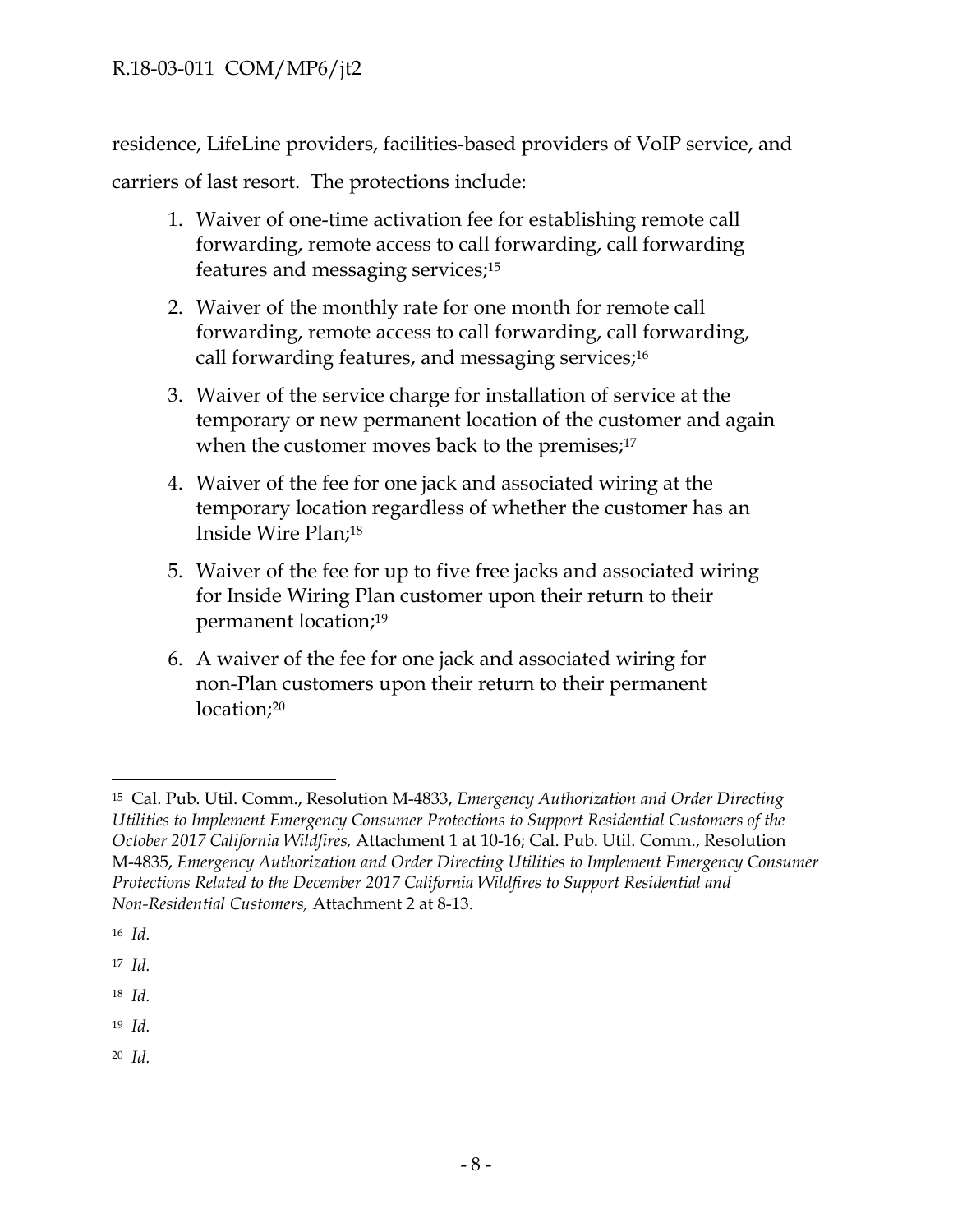residence, LifeLine providers, facilities-based providers of VoIP service, and carriers of last resort. The protections include:

1. Waiver of one-time activation fee for establishing remote call forwarding, remote access to call forwarding, call forwarding features and messaging services;[15]
2. Waiver of the monthly rate for one month for remote call forwarding, remote access to call forwarding, call forwarding, call forwarding features, and messaging services;[16]
3. Waiver of the service charge for installation of service at the temporary or new permanent location of the customer and again when the customer moves back to the premises;[17]
4. Waiver of the fee for one jack and associated wiring at the temporary location regardless of whether the customer has an Inside Wire Plan;[18]
5. Waiver of the fee for up to five free jacks and associated wiring for Inside Wiring Plan customer upon their return to their permanent location;[19]
6. A waiver of the fee for one jack and associated wiring for non-Plan customers upon their return to their permanent location;[20]

---

[15] Cal. Pub. Util. Comm., Resolution M-4833, *Emergency Authorization and Order Directing Utilities to Implement Emergency Consumer Protections to Support Residential Customers of the October 2017 California Wildfires,* Attachment 1 at 10-16; Cal. Pub. Util. Comm., Resolution M-4835, *Emergency Authorization and Order Directing Utilities to Implement Emergency Consumer Protections Related to the December 2017 California Wildfires to Support Residential and Non-Residential Customers,* Attachment 2 at 8-13.

[16] *Id.*

[17] *Id.*

[18] *Id.*

[19] *Id.*

[20] *Id.*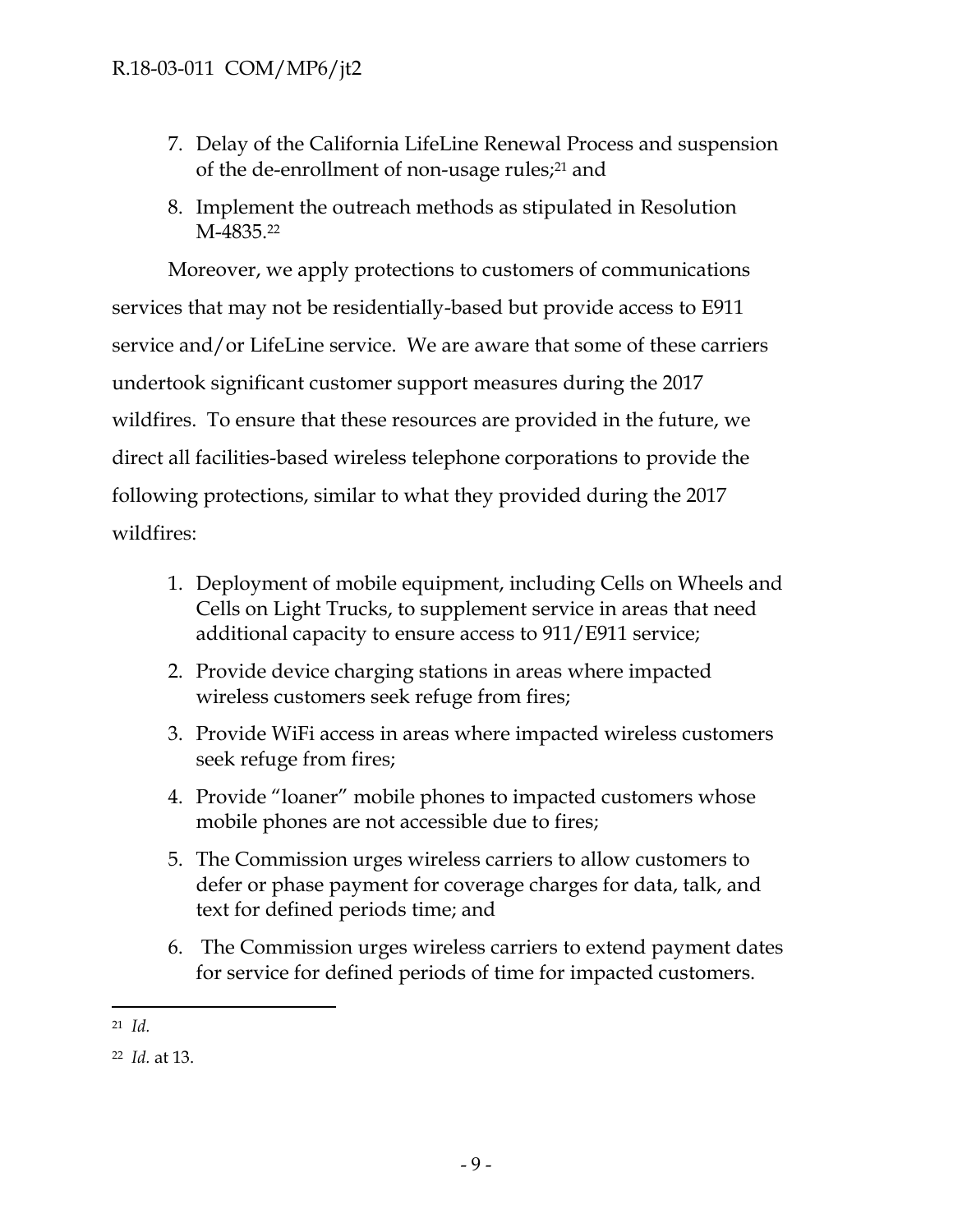7. Delay of the California LifeLine Renewal Process and suspension of the de-enrollment of non-usage rules;[21] and
8. Implement the outreach methods as stipulated in Resolution M-4835.[22]

Moreover, we apply protections to customers of communications services that may not be residentially-based but provide access to E911 service and/or LifeLine service. We are aware that some of these carriers undertook significant customer support measures during the 2017 wildfires. To ensure that these resources are provided in the future, we direct all facilities-based wireless telephone corporations to provide the following protections, similar to what they provided during the 2017 wildfires:

1. Deployment of mobile equipment, including Cells on Wheels and Cells on Light Trucks, to supplement service in areas that need additional capacity to ensure access to 911/E911 service;
2. Provide device charging stations in areas where impacted wireless customers seek refuge from fires;
3. Provide WiFi access in areas where impacted wireless customers seek refuge from fires;
4. Provide "loaner" mobile phones to impacted customers whose mobile phones are not accessible due to fires;
5. The Commission urges wireless carriers to allow customers to defer or phase payment for coverage charges for data, talk, and text for defined periods time; and
6. The Commission urges wireless carriers to extend payment dates for service for defined periods of time for impacted customers.

---

[21] *Id.*

[22] *Id.* at 13.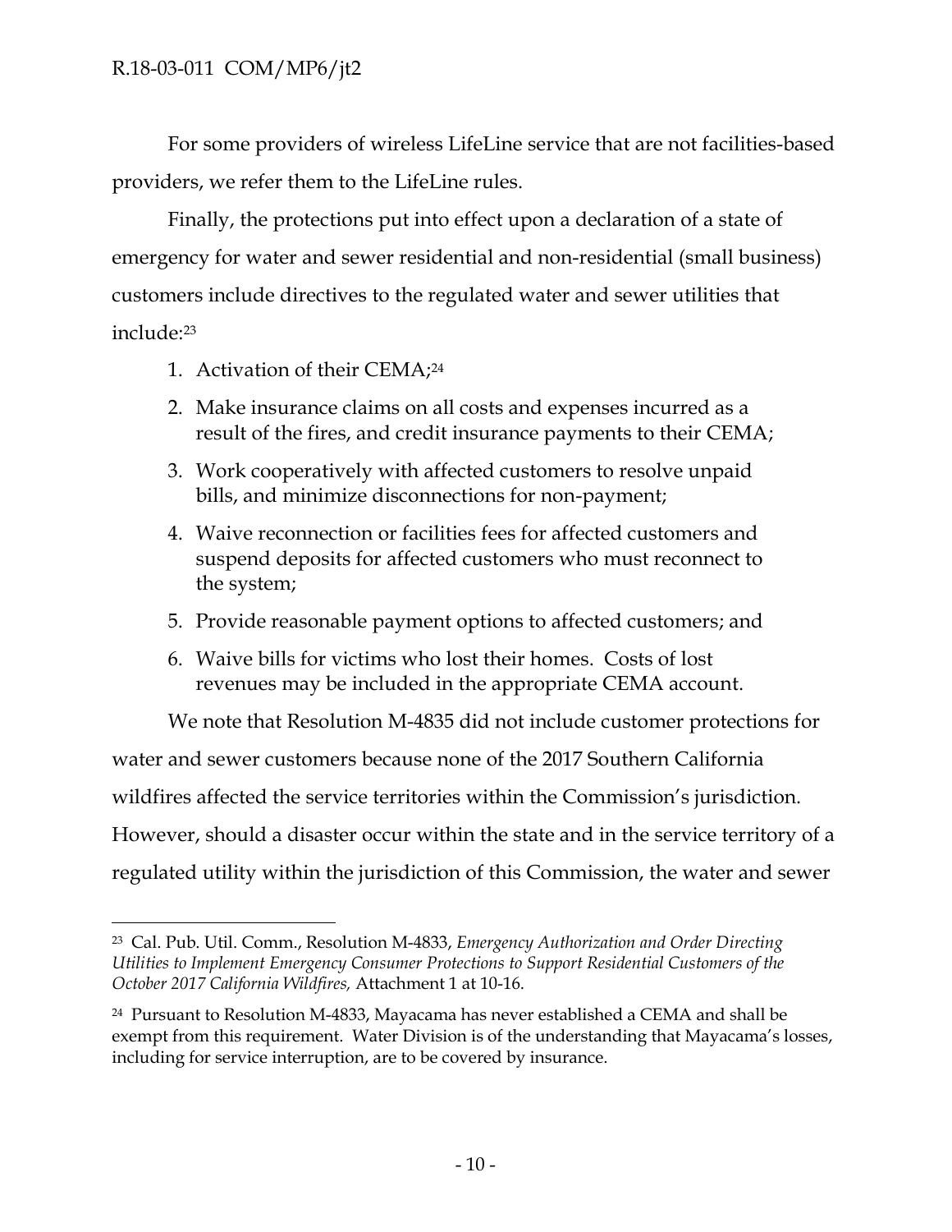For some providers of wireless LifeLine service that are not facilities-based providers, we refer them to the LifeLine rules.

Finally, the protections put into effect upon a declaration of a state of emergency for water and sewer residential and non-residential (small business) customers include directives to the regulated water and sewer utilities that include:[23]

1. Activation of their CEMA;[24]
2. Make insurance claims on all costs and expenses incurred as a result of the fires, and credit insurance payments to their CEMA;
3. Work cooperatively with affected customers to resolve unpaid bills, and minimize disconnections for non-payment;
4. Waive reconnection or facilities fees for affected customers and suspend deposits for affected customers who must reconnect to the system;
5. Provide reasonable payment options to affected customers; and
6. Waive bills for victims who lost their homes. Costs of lost revenues may be included in the appropriate CEMA account.

We note that Resolution M-4835 did not include customer protections for water and sewer customers because none of the 2017 Southern California wildfires affected the service territories within the Commission's jurisdiction. However, should a disaster occur within the state and in the service territory of a regulated utility within the jurisdiction of this Commission, the water and sewer

---

[23] Cal. Pub. Util. Comm., Resolution M-4833, *Emergency Authorization and Order Directing Utilities to Implement Emergency Consumer Protections to Support Residential Customers of the October 2017 California Wildfires,* Attachment 1 at 10-16.

[24] Pursuant to Resolution M-4833, Mayacama has never established a CEMA and shall be exempt from this requirement. Water Division is of the understanding that Mayacama's losses, including for service interruption, are to be covered by insurance.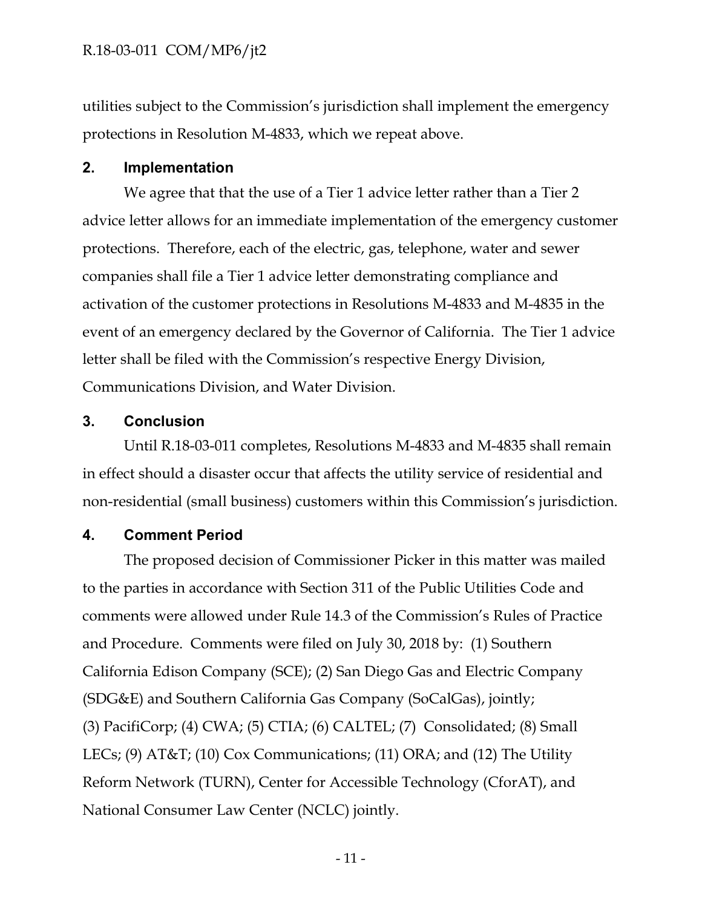utilities subject to the Commission's jurisdiction shall implement the emergency protections in Resolution M-4833, which we repeat above.

## 2. Implementation

We agree that that the use of a Tier 1 advice letter rather than a Tier 2 advice letter allows for an immediate implementation of the emergency customer protections. Therefore, each of the electric, gas, telephone, water and sewer companies shall file a Tier 1 advice letter demonstrating compliance and activation of the customer protections in Resolutions M-4833 and M-4835 in the event of an emergency declared by the Governor of California. The Tier 1 advice letter shall be filed with the Commission's respective Energy Division, Communications Division, and Water Division.

## 3. Conclusion

Until R.18-03-011 completes, Resolutions M-4833 and M-4835 shall remain in effect should a disaster occur that affects the utility service of residential and non-residential (small business) customers within this Commission's jurisdiction.

## 4. Comment Period

The proposed decision of Commissioner Picker in this matter was mailed to the parties in accordance with Section 311 of the Public Utilities Code and comments were allowed under Rule 14.3 of the Commission's Rules of Practice and Procedure. Comments were filed on July 30, 2018 by: (1) Southern California Edison Company (SCE); (2) San Diego Gas and Electric Company (SDG&E) and Southern California Gas Company (SoCalGas), jointly; (3) PacifiCorp; (4) CWA; (5) CTIA; (6) CALTEL; (7) Consolidated; (8) Small LECs; (9) AT&T; (10) Cox Communications; (11) ORA; and (12) The Utility Reform Network (TURN), Center for Accessible Technology (CforAT), and National Consumer Law Center (NCLC) jointly.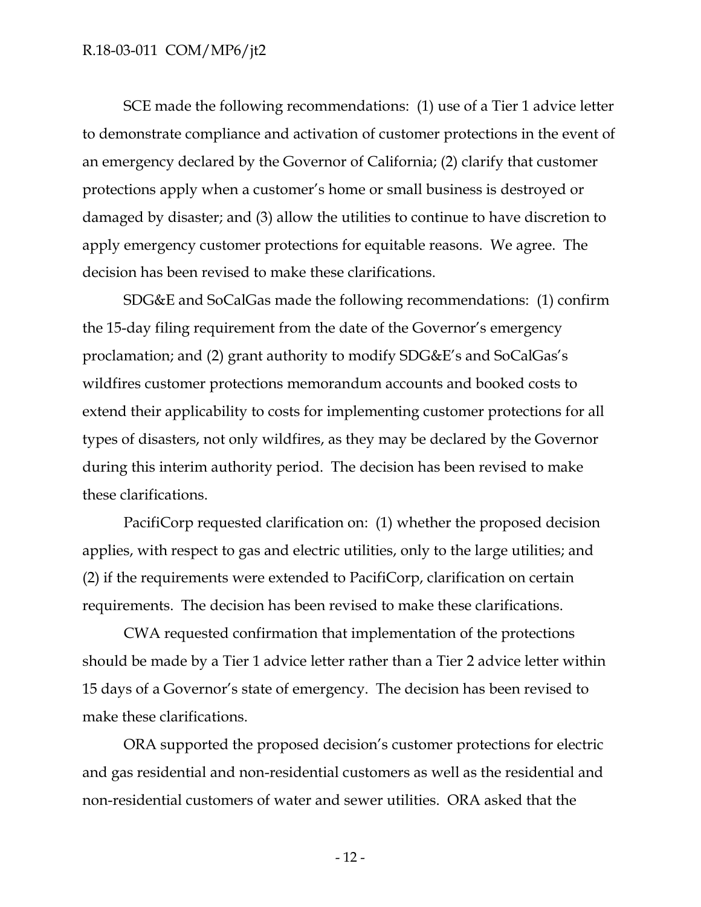SCE made the following recommendations: (1) use of a Tier 1 advice letter to demonstrate compliance and activation of customer protections in the event of an emergency declared by the Governor of California; (2) clarify that customer protections apply when a customer's home or small business is destroyed or damaged by disaster; and (3) allow the utilities to continue to have discretion to apply emergency customer protections for equitable reasons. We agree. The decision has been revised to make these clarifications.

SDG&E and SoCalGas made the following recommendations: (1) confirm the 15-day filing requirement from the date of the Governor's emergency proclamation; and (2) grant authority to modify SDG&E's and SoCalGas's wildfires customer protections memorandum accounts and booked costs to extend their applicability to costs for implementing customer protections for all types of disasters, not only wildfires, as they may be declared by the Governor during this interim authority period. The decision has been revised to make these clarifications.

PacifiCorp requested clarification on: (1) whether the proposed decision applies, with respect to gas and electric utilities, only to the large utilities; and (2) if the requirements were extended to PacifiCorp, clarification on certain requirements. The decision has been revised to make these clarifications.

CWA requested confirmation that implementation of the protections should be made by a Tier 1 advice letter rather than a Tier 2 advice letter within 15 days of a Governor's state of emergency. The decision has been revised to make these clarifications.

ORA supported the proposed decision's customer protections for electric and gas residential and non-residential customers as well as the residential and non-residential customers of water and sewer utilities. ORA asked that the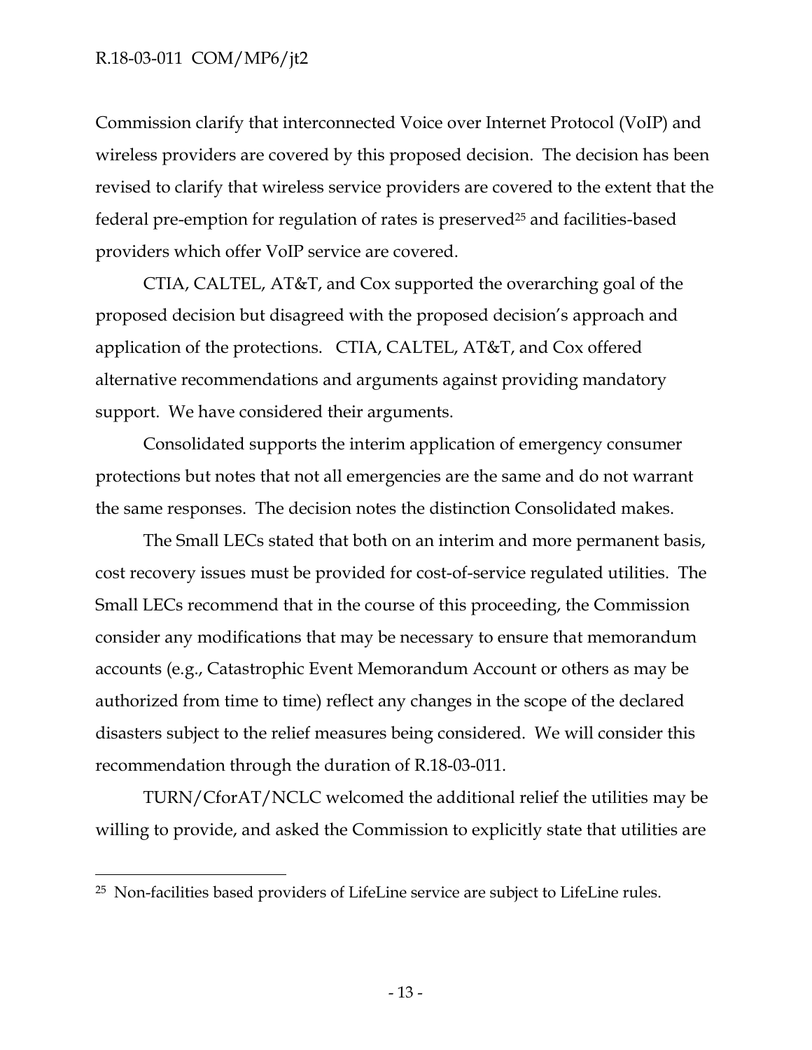Commission clarify that interconnected Voice over Internet Protocol (VoIP) and wireless providers are covered by this proposed decision. The decision has been revised to clarify that wireless service providers are covered to the extent that the federal pre-emption for regulation of rates is preserved[25] and facilities-based providers which offer VoIP service are covered.

CTIA, CALTEL, AT&T, and Cox supported the overarching goal of the proposed decision but disagreed with the proposed decision's approach and application of the protections. CTIA, CALTEL, AT&T, and Cox offered alternative recommendations and arguments against providing mandatory support. We have considered their arguments.

Consolidated supports the interim application of emergency consumer protections but notes that not all emergencies are the same and do not warrant the same responses. The decision notes the distinction Consolidated makes.

The Small LECs stated that both on an interim and more permanent basis, cost recovery issues must be provided for cost-of-service regulated utilities. The Small LECs recommend that in the course of this proceeding, the Commission consider any modifications that may be necessary to ensure that memorandum accounts (e.g., Catastrophic Event Memorandum Account or others as may be authorized from time to time) reflect any changes in the scope of the declared disasters subject to the relief measures being considered. We will consider this recommendation through the duration of R.18-03-011.

TURN/CforAT/NCLC welcomed the additional relief the utilities may be willing to provide, and asked the Commission to explicitly state that utilities are

---

[25] Non-facilities based providers of LifeLine service are subject to LifeLine rules.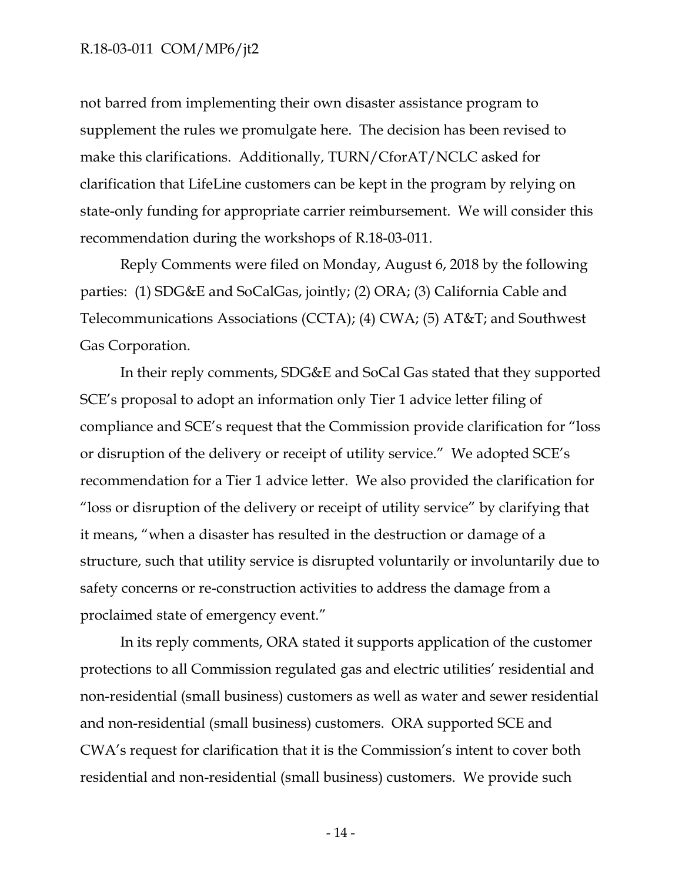not barred from implementing their own disaster assistance program to supplement the rules we promulgate here. The decision has been revised to make this clarifications. Additionally, TURN/CforAT/NCLC asked for clarification that LifeLine customers can be kept in the program by relying on state-only funding for appropriate carrier reimbursement. We will consider this recommendation during the workshops of R.18-03-011.

Reply Comments were filed on Monday, August 6, 2018 by the following parties: (1) SDG&E and SoCalGas, jointly; (2) ORA; (3) California Cable and Telecommunications Associations (CCTA); (4) CWA; (5) AT&T; and Southwest Gas Corporation.

In their reply comments, SDG&E and SoCal Gas stated that they supported SCE's proposal to adopt an information only Tier 1 advice letter filing of compliance and SCE's request that the Commission provide clarification for "loss or disruption of the delivery or receipt of utility service." We adopted SCE's recommendation for a Tier 1 advice letter. We also provided the clarification for "loss or disruption of the delivery or receipt of utility service" by clarifying that it means, "when a disaster has resulted in the destruction or damage of a structure, such that utility service is disrupted voluntarily or involuntarily due to safety concerns or re-construction activities to address the damage from a proclaimed state of emergency event."

In its reply comments, ORA stated it supports application of the customer protections to all Commission regulated gas and electric utilities' residential and non-residential (small business) customers as well as water and sewer residential and non-residential (small business) customers. ORA supported SCE and CWA's request for clarification that it is the Commission's intent to cover both residential and non-residential (small business) customers. We provide such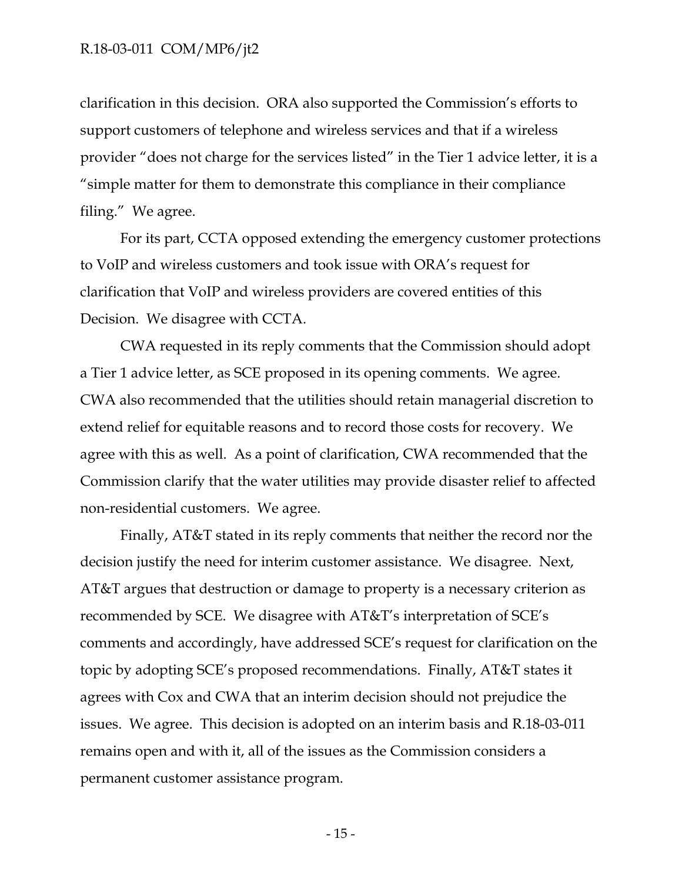clarification in this decision. ORA also supported the Commission's efforts to support customers of telephone and wireless services and that if a wireless provider "does not charge for the services listed" in the Tier 1 advice letter, it is a "simple matter for them to demonstrate this compliance in their compliance filing." We agree.

For its part, CCTA opposed extending the emergency customer protections to VoIP and wireless customers and took issue with ORA's request for clarification that VoIP and wireless providers are covered entities of this Decision. We disagree with CCTA.

CWA requested in its reply comments that the Commission should adopt a Tier 1 advice letter, as SCE proposed in its opening comments. We agree. CWA also recommended that the utilities should retain managerial discretion to extend relief for equitable reasons and to record those costs for recovery. We agree with this as well. As a point of clarification, CWA recommended that the Commission clarify that the water utilities may provide disaster relief to affected non-residential customers. We agree.

Finally, AT&T stated in its reply comments that neither the record nor the decision justify the need for interim customer assistance. We disagree. Next, AT&T argues that destruction or damage to property is a necessary criterion as recommended by SCE. We disagree with AT&T's interpretation of SCE's comments and accordingly, have addressed SCE's request for clarification on the topic by adopting SCE's proposed recommendations. Finally, AT&T states it agrees with Cox and CWA that an interim decision should not prejudice the issues. We agree. This decision is adopted on an interim basis and R.18-03-011 remains open and with it, all of the issues as the Commission considers a permanent customer assistance program.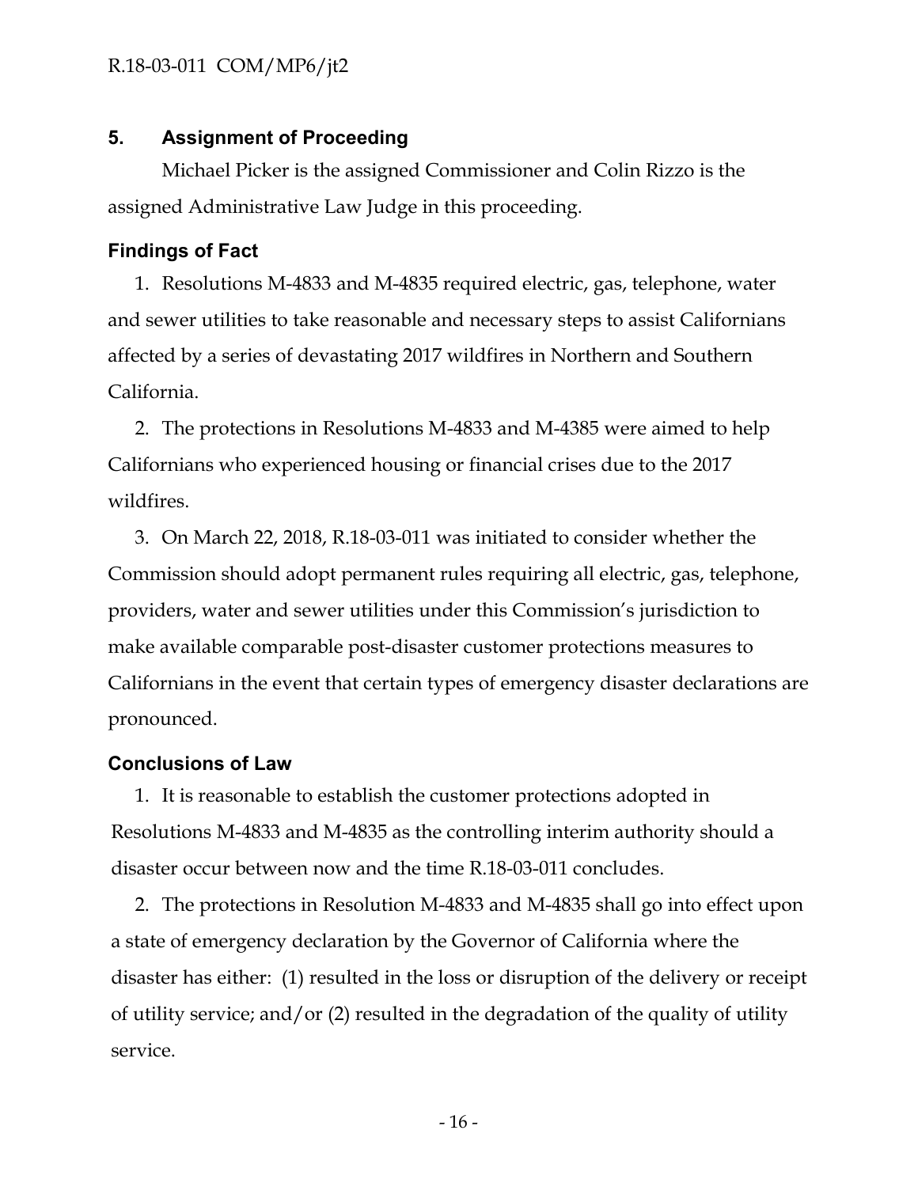## 5. Assignment of Proceeding

Michael Picker is the assigned Commissioner and Colin Rizzo is the assigned Administrative Law Judge in this proceeding.

### Findings of Fact

1. Resolutions M-4833 and M-4835 required electric, gas, telephone, water and sewer utilities to take reasonable and necessary steps to assist Californians affected by a series of devastating 2017 wildfires in Northern and Southern California.

2. The protections in Resolutions M-4833 and M-4385 were aimed to help Californians who experienced housing or financial crises due to the 2017 wildfires.

3. On March 22, 2018, R.18-03-011 was initiated to consider whether the Commission should adopt permanent rules requiring all electric, gas, telephone, providers, water and sewer utilities under this Commission's jurisdiction to make available comparable post-disaster customer protections measures to Californians in the event that certain types of emergency disaster declarations are pronounced.

### Conclusions of Law

1. It is reasonable to establish the customer protections adopted in Resolutions M-4833 and M-4835 as the controlling interim authority should a disaster occur between now and the time R.18-03-011 concludes.

2. The protections in Resolution M-4833 and M-4835 shall go into effect upon a state of emergency declaration by the Governor of California where the disaster has either: (1) resulted in the loss or disruption of the delivery or receipt of utility service; and/or (2) resulted in the degradation of the quality of utility service.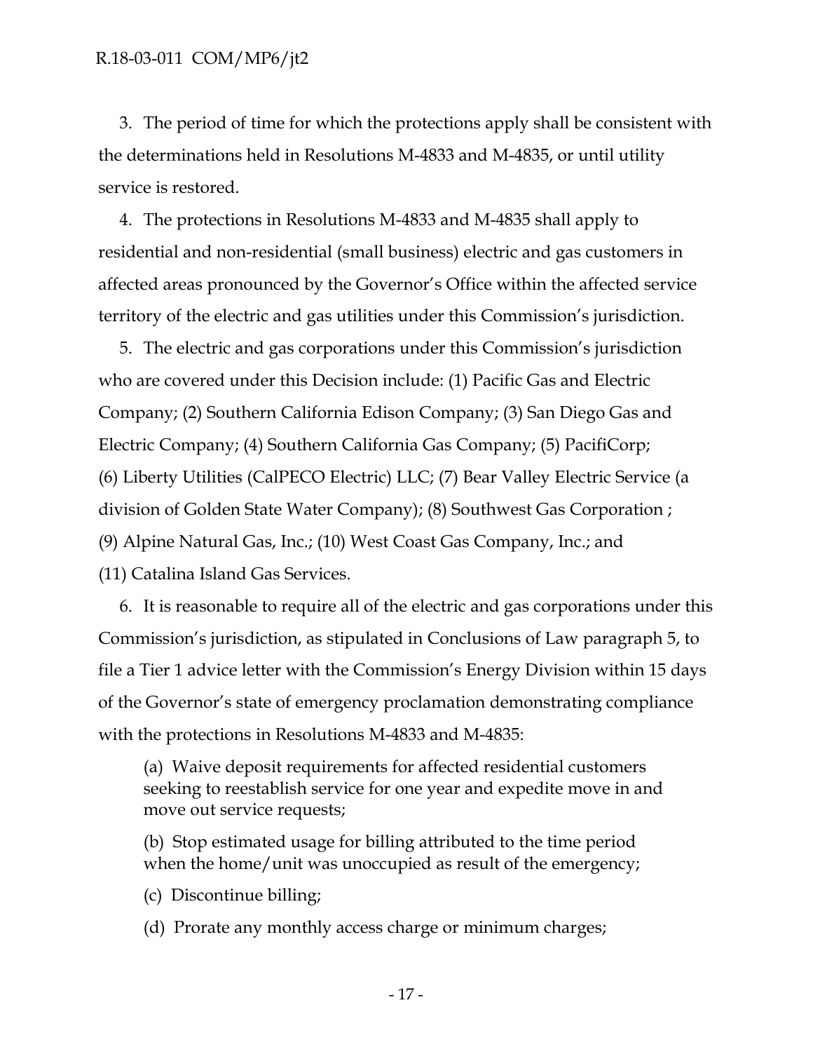3. The period of time for which the protections apply shall be consistent with the determinations held in Resolutions M-4833 and M-4835, or until utility service is restored.

4. The protections in Resolutions M-4833 and M-4835 shall apply to residential and non-residential (small business) electric and gas customers in affected areas pronounced by the Governor's Office within the affected service territory of the electric and gas utilities under this Commission's jurisdiction.

5. The electric and gas corporations under this Commission's jurisdiction who are covered under this Decision include: (1) Pacific Gas and Electric Company; (2) Southern California Edison Company; (3) San Diego Gas and Electric Company; (4) Southern California Gas Company; (5) PacifiCorp; (6) Liberty Utilities (CalPECO Electric) LLC; (7) Bear Valley Electric Service (a division of Golden State Water Company); (8) Southwest Gas Corporation ; (9) Alpine Natural Gas, Inc.; (10) West Coast Gas Company, Inc.; and (11) Catalina Island Gas Services.

6. It is reasonable to require all of the electric and gas corporations under this Commission's jurisdiction, as stipulated in Conclusions of Law paragraph 5, to file a Tier 1 advice letter with the Commission's Energy Division within 15 days of the Governor's state of emergency proclamation demonstrating compliance with the protections in Resolutions M-4833 and M-4835:

(a) Waive deposit requirements for affected residential customers seeking to reestablish service for one year and expedite move in and move out service requests;

(b) Stop estimated usage for billing attributed to the time period when the home/unit was unoccupied as result of the emergency;

(c) Discontinue billing;

(d) Prorate any monthly access charge or minimum charges;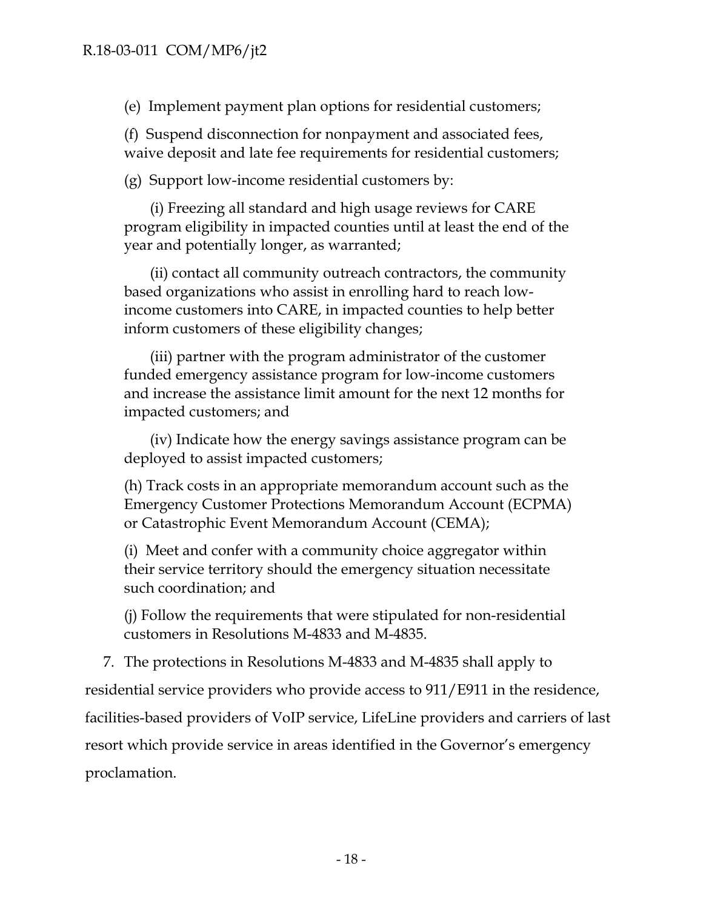(e) Implement payment plan options for residential customers;

(f) Suspend disconnection for nonpayment and associated fees, waive deposit and late fee requirements for residential customers;

(g) Support low-income residential customers by:

(i) Freezing all standard and high usage reviews for CARE program eligibility in impacted counties until at least the end of the year and potentially longer, as warranted;

(ii) contact all community outreach contractors, the community based organizations who assist in enrolling hard to reach low-income customers into CARE, in impacted counties to help better inform customers of these eligibility changes;

(iii) partner with the program administrator of the customer funded emergency assistance program for low-income customers and increase the assistance limit amount for the next 12 months for impacted customers; and

(iv) Indicate how the energy savings assistance program can be deployed to assist impacted customers;

(h) Track costs in an appropriate memorandum account such as the Emergency Customer Protections Memorandum Account (ECPMA) or Catastrophic Event Memorandum Account (CEMA);

(i) Meet and confer with a community choice aggregator within their service territory should the emergency situation necessitate such coordination; and

(j) Follow the requirements that were stipulated for non-residential customers in Resolutions M-4833 and M-4835.

7. The protections in Resolutions M-4833 and M-4835 shall apply to residential service providers who provide access to 911/E911 in the residence, facilities-based providers of VoIP service, LifeLine providers and carriers of last resort which provide service in areas identified in the Governor's emergency proclamation.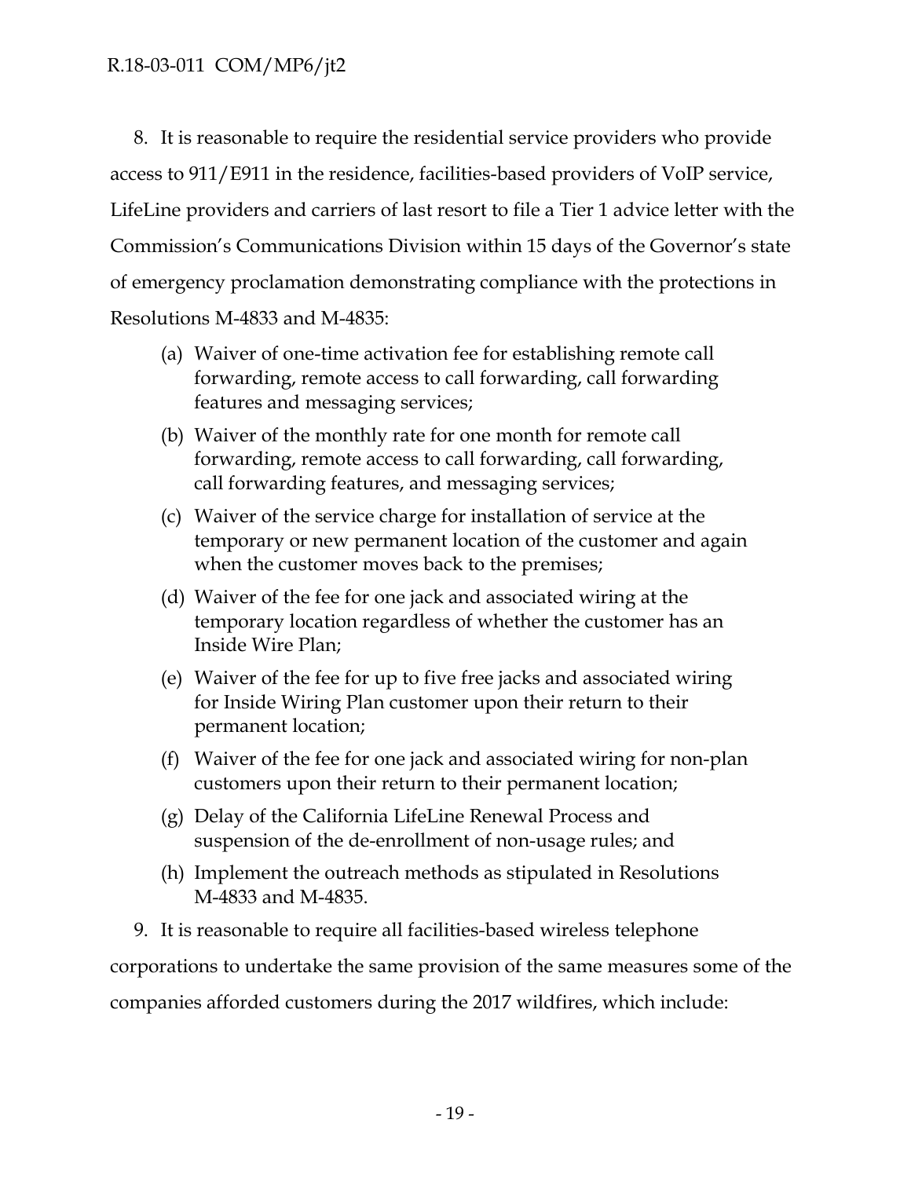8. It is reasonable to require the residential service providers who provide access to 911/E911 in the residence, facilities-based providers of VoIP service, LifeLine providers and carriers of last resort to file a Tier 1 advice letter with the Commission's Communications Division within 15 days of the Governor's state of emergency proclamation demonstrating compliance with the protections in Resolutions M-4833 and M-4835:

   (a) Waiver of one-time activation fee for establishing remote call forwarding, remote access to call forwarding, call forwarding features and messaging services;

   (b) Waiver of the monthly rate for one month for remote call forwarding, remote access to call forwarding, call forwarding, call forwarding features, and messaging services;

   (c) Waiver of the service charge for installation of service at the temporary or new permanent location of the customer and again when the customer moves back to the premises;

   (d) Waiver of the fee for one jack and associated wiring at the temporary location regardless of whether the customer has an Inside Wire Plan;

   (e) Waiver of the fee for up to five free jacks and associated wiring for Inside Wiring Plan customer upon their return to their permanent location;

   (f) Waiver of the fee for one jack and associated wiring for non-plan customers upon their return to their permanent location;

   (g) Delay of the California LifeLine Renewal Process and suspension of the de-enrollment of non-usage rules; and

   (h) Implement the outreach methods as stipulated in Resolutions M-4833 and M-4835.

9. It is reasonable to require all facilities-based wireless telephone corporations to undertake the same provision of the same measures some of the companies afforded customers during the 2017 wildfires, which include: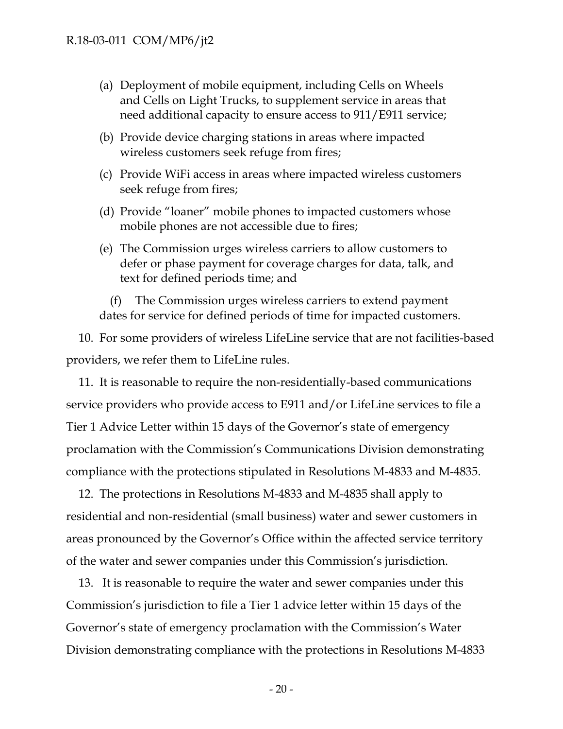(a) Deployment of mobile equipment, including Cells on Wheels and Cells on Light Trucks, to supplement service in areas that need additional capacity to ensure access to 911/E911 service;

(b) Provide device charging stations in areas where impacted wireless customers seek refuge from fires;

(c) Provide WiFi access in areas where impacted wireless customers seek refuge from fires;

(d) Provide "loaner" mobile phones to impacted customers whose mobile phones are not accessible due to fires;

(e) The Commission urges wireless carriers to allow customers to defer or phase payment for coverage charges for data, talk, and text for defined periods time; and

(f) The Commission urges wireless carriers to extend payment dates for service for defined periods of time for impacted customers.

10. For some providers of wireless LifeLine service that are not facilities-based providers, we refer them to LifeLine rules.

11. It is reasonable to require the non-residentially-based communications service providers who provide access to E911 and/or LifeLine services to file a Tier 1 Advice Letter within 15 days of the Governor's state of emergency proclamation with the Commission's Communications Division demonstrating compliance with the protections stipulated in Resolutions M-4833 and M-4835.

12. The protections in Resolutions M-4833 and M-4835 shall apply to residential and non-residential (small business) water and sewer customers in areas pronounced by the Governor's Office within the affected service territory of the water and sewer companies under this Commission's jurisdiction.

13. It is reasonable to require the water and sewer companies under this Commission's jurisdiction to file a Tier 1 advice letter within 15 days of the Governor's state of emergency proclamation with the Commission's Water Division demonstrating compliance with the protections in Resolutions M-4833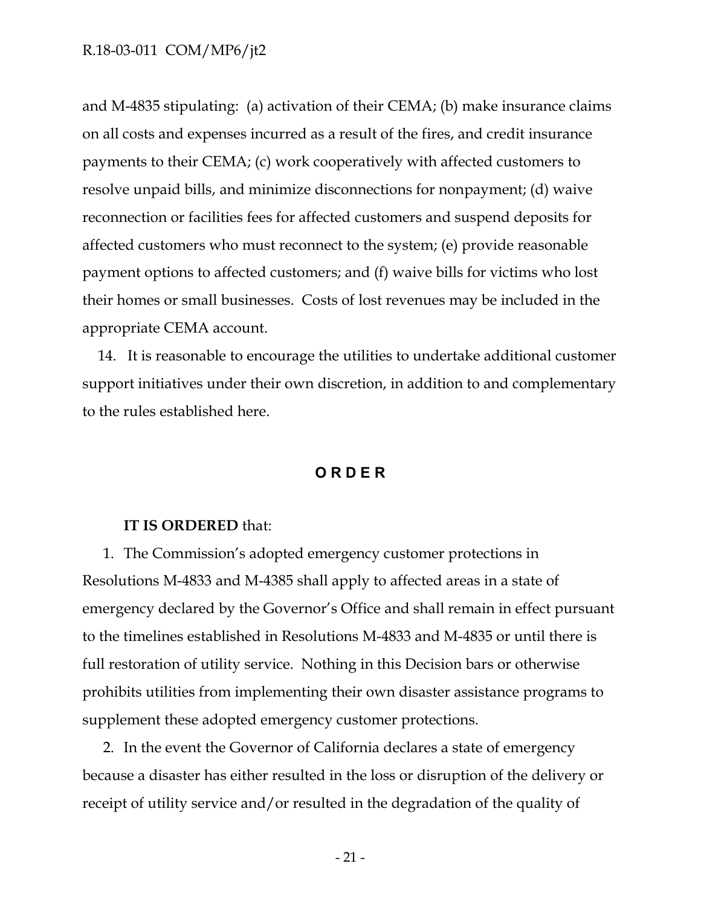and M-4835 stipulating: (a) activation of their CEMA; (b) make insurance claims on all costs and expenses incurred as a result of the fires, and credit insurance payments to their CEMA; (c) work cooperatively with affected customers to resolve unpaid bills, and minimize disconnections for nonpayment; (d) waive reconnection or facilities fees for affected customers and suspend deposits for affected customers who must reconnect to the system; (e) provide reasonable payment options to affected customers; and (f) waive bills for victims who lost their homes or small businesses. Costs of lost revenues may be included in the appropriate CEMA account.

14. It is reasonable to encourage the utilities to undertake additional customer support initiatives under their own discretion, in addition to and complementary to the rules established here.

## O R D E R

**IT IS ORDERED** that:

1. The Commission's adopted emergency customer protections in Resolutions M-4833 and M-4385 shall apply to affected areas in a state of emergency declared by the Governor's Office and shall remain in effect pursuant to the timelines established in Resolutions M-4833 and M-4835 or until there is full restoration of utility service. Nothing in this Decision bars or otherwise prohibits utilities from implementing their own disaster assistance programs to supplement these adopted emergency customer protections.

2. In the event the Governor of California declares a state of emergency because a disaster has either resulted in the loss or disruption of the delivery or receipt of utility service and/or resulted in the degradation of the quality of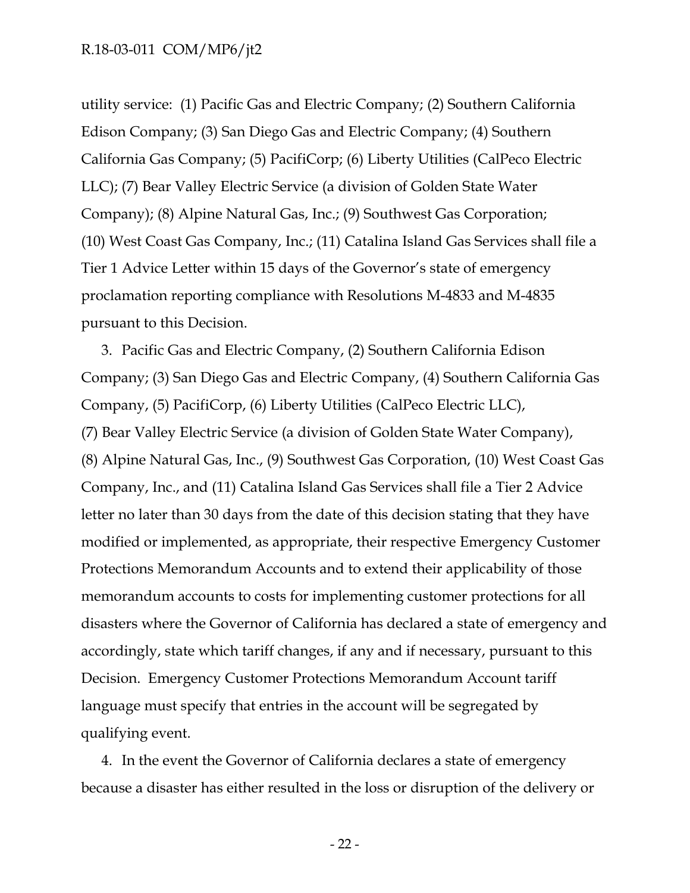utility service: (1) Pacific Gas and Electric Company; (2) Southern California Edison Company; (3) San Diego Gas and Electric Company; (4) Southern California Gas Company; (5) PacifiCorp; (6) Liberty Utilities (CalPeco Electric LLC); (7) Bear Valley Electric Service (a division of Golden State Water Company); (8) Alpine Natural Gas, Inc.; (9) Southwest Gas Corporation; (10) West Coast Gas Company, Inc.; (11) Catalina Island Gas Services shall file a Tier 1 Advice Letter within 15 days of the Governor's state of emergency proclamation reporting compliance with Resolutions M-4833 and M-4835 pursuant to this Decision.

3. Pacific Gas and Electric Company, (2) Southern California Edison Company; (3) San Diego Gas and Electric Company, (4) Southern California Gas Company, (5) PacifiCorp, (6) Liberty Utilities (CalPeco Electric LLC), (7) Bear Valley Electric Service (a division of Golden State Water Company), (8) Alpine Natural Gas, Inc., (9) Southwest Gas Corporation, (10) West Coast Gas Company, Inc., and (11) Catalina Island Gas Services shall file a Tier 2 Advice letter no later than 30 days from the date of this decision stating that they have modified or implemented, as appropriate, their respective Emergency Customer Protections Memorandum Accounts and to extend their applicability of those memorandum accounts to costs for implementing customer protections for all disasters where the Governor of California has declared a state of emergency and accordingly, state which tariff changes, if any and if necessary, pursuant to this Decision. Emergency Customer Protections Memorandum Account tariff language must specify that entries in the account will be segregated by qualifying event.

4. In the event the Governor of California declares a state of emergency because a disaster has either resulted in the loss or disruption of the delivery or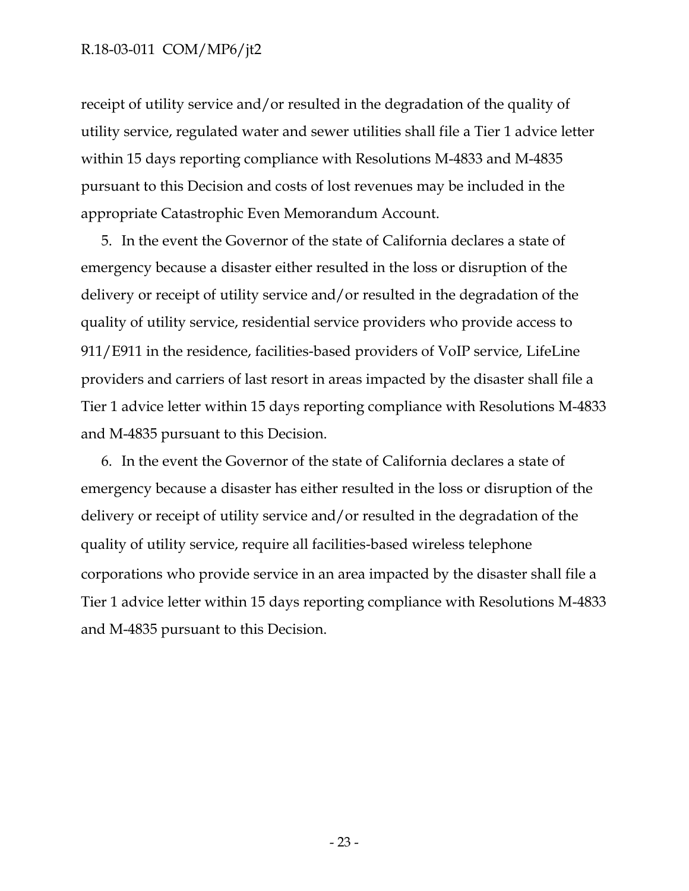receipt of utility service and/or resulted in the degradation of the quality of utility service, regulated water and sewer utilities shall file a Tier 1 advice letter within 15 days reporting compliance with Resolutions M-4833 and M-4835 pursuant to this Decision and costs of lost revenues may be included in the appropriate Catastrophic Even Memorandum Account.

5. In the event the Governor of the state of California declares a state of emergency because a disaster either resulted in the loss or disruption of the delivery or receipt of utility service and/or resulted in the degradation of the quality of utility service, residential service providers who provide access to 911/E911 in the residence, facilities-based providers of VoIP service, LifeLine providers and carriers of last resort in areas impacted by the disaster shall file a Tier 1 advice letter within 15 days reporting compliance with Resolutions M-4833 and M-4835 pursuant to this Decision.

6. In the event the Governor of the state of California declares a state of emergency because a disaster has either resulted in the loss or disruption of the delivery or receipt of utility service and/or resulted in the degradation of the quality of utility service, require all facilities-based wireless telephone corporations who provide service in an area impacted by the disaster shall file a Tier 1 advice letter within 15 days reporting compliance with Resolutions M-4833 and M-4835 pursuant to this Decision.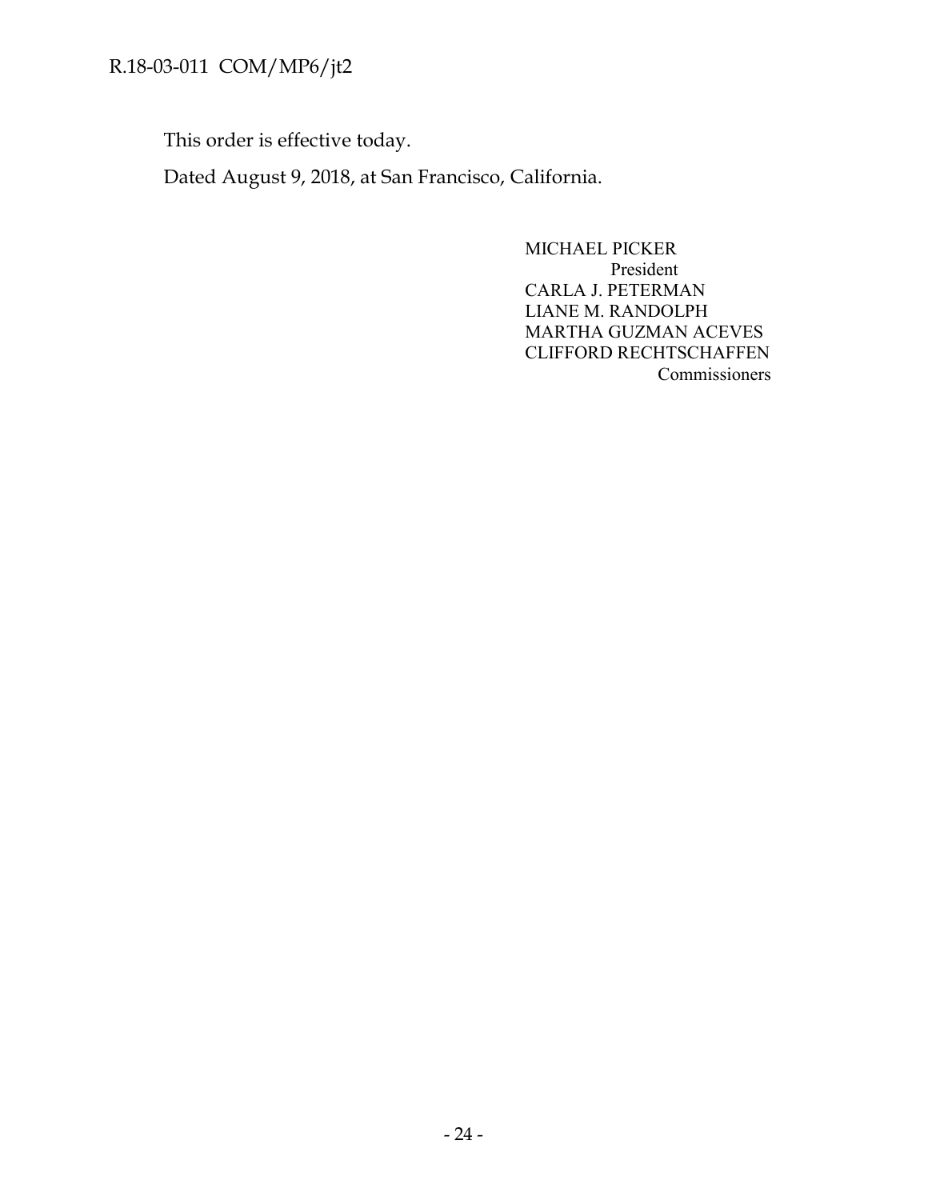This order is effective today.

Dated August 9, 2018, at San Francisco, California.

MICHAEL PICKER
President
CARLA J. PETERMAN
LIANE M. RANDOLPH
MARTHA GUZMAN ACEVES
CLIFFORD RECHTSCHAFFEN
Commissioners